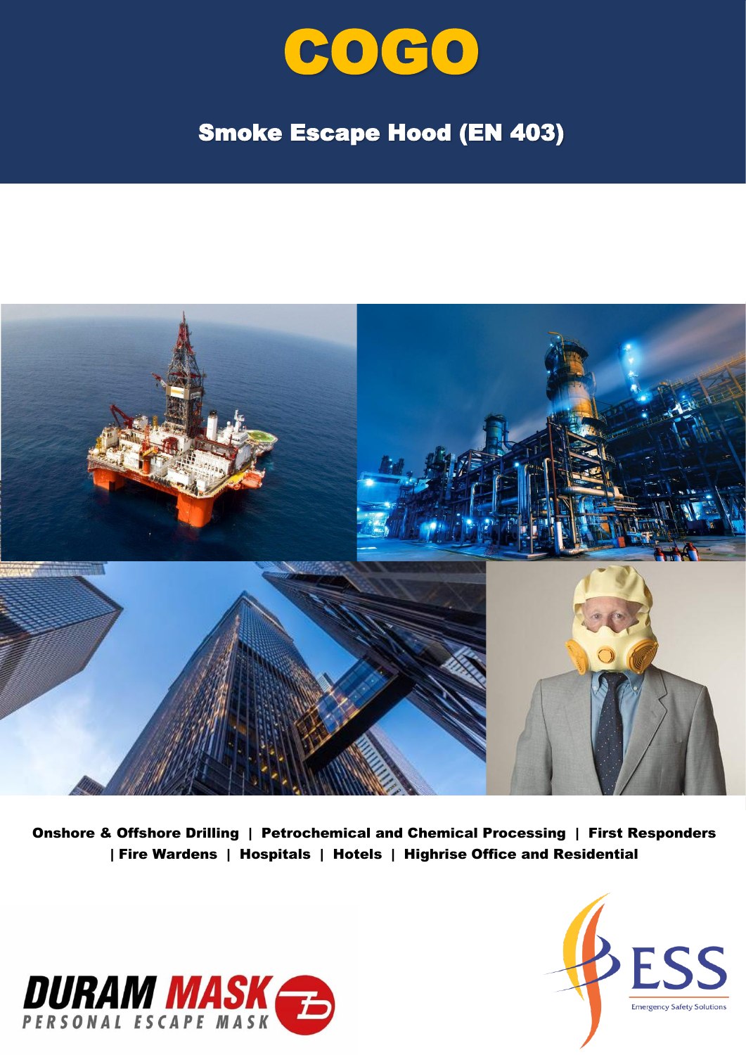# COGO

## Smoke Escape Hood (EN 403)

**Onshore & Offshore Drilling | Petrochemical and Chemical Processing | First Responders | Fire Wardens | Hospitals | Hotels | Highrise Office and Residential**

DURAM MASK
PERSONAL ESCAPE MASK

ESS
Emergency Safety Solutions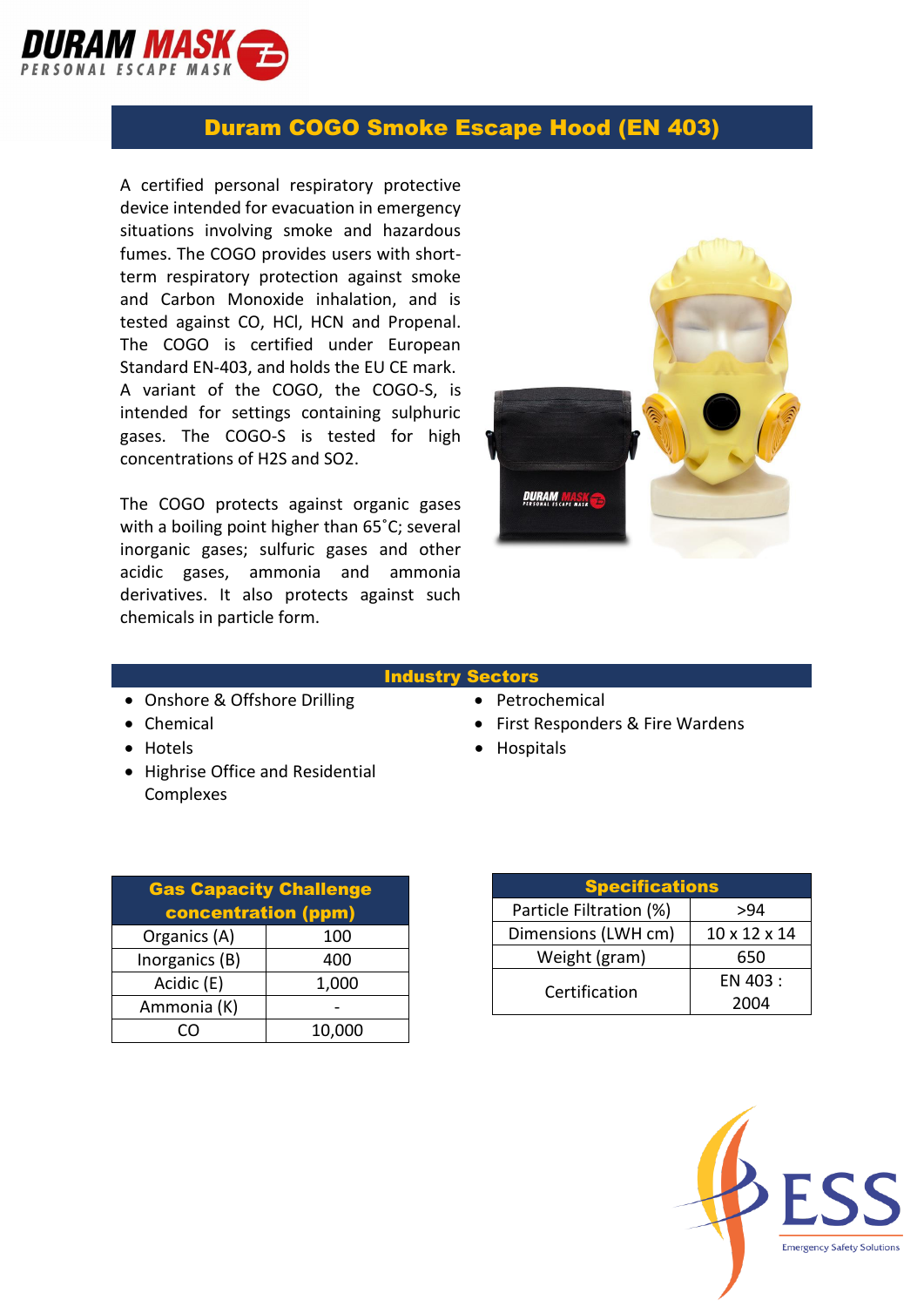# Duram COGO Smoke Escape Hood (EN 403)

A certified personal respiratory protective device intended for evacuation in emergency situations involving smoke and hazardous fumes. The COGO provides users with short-term respiratory protection against smoke and Carbon Monoxide inhalation, and is tested against CO, HCl, HCN and Propenal. The COGO is certified under European Standard EN-403, and holds the EU CE mark. A variant of the COGO, the COGO-S, is intended for settings containing sulphuric gases. The COGO-S is tested for high concentrations of $H_2S$ and $SO_2$.

The COGO protects against organic gases with a boiling point higher than 65˚C; several inorganic gases; sulfuric gases and other acidic gases, ammonia and ammonia derivatives. It also protects against such chemicals in particle form.

## Industry Sectors

- Onshore & Offshore Drilling
- Chemical
- Hotels
- Highrise Office and Residential Complexes
- Petrochemical
- First Responders & Fire Wardens
- Hospitals

| Gas Capacity Challenge concentration (ppm) | |
|---|---|
| Organics (A) | 100 |
| Inorganics (B) | 400 |
| Acidic (E) | 1,000 |
| Ammonia (K) | - |
| CO | 10,000 |

| Specifications | |
|---|---|
| Particle Filtration (%) | >94 |
| Dimensions (LWH cm) | 10 x 12 x 14 |
| Weight (gram) | 650 |
| Certification | EN 403 : 2004 |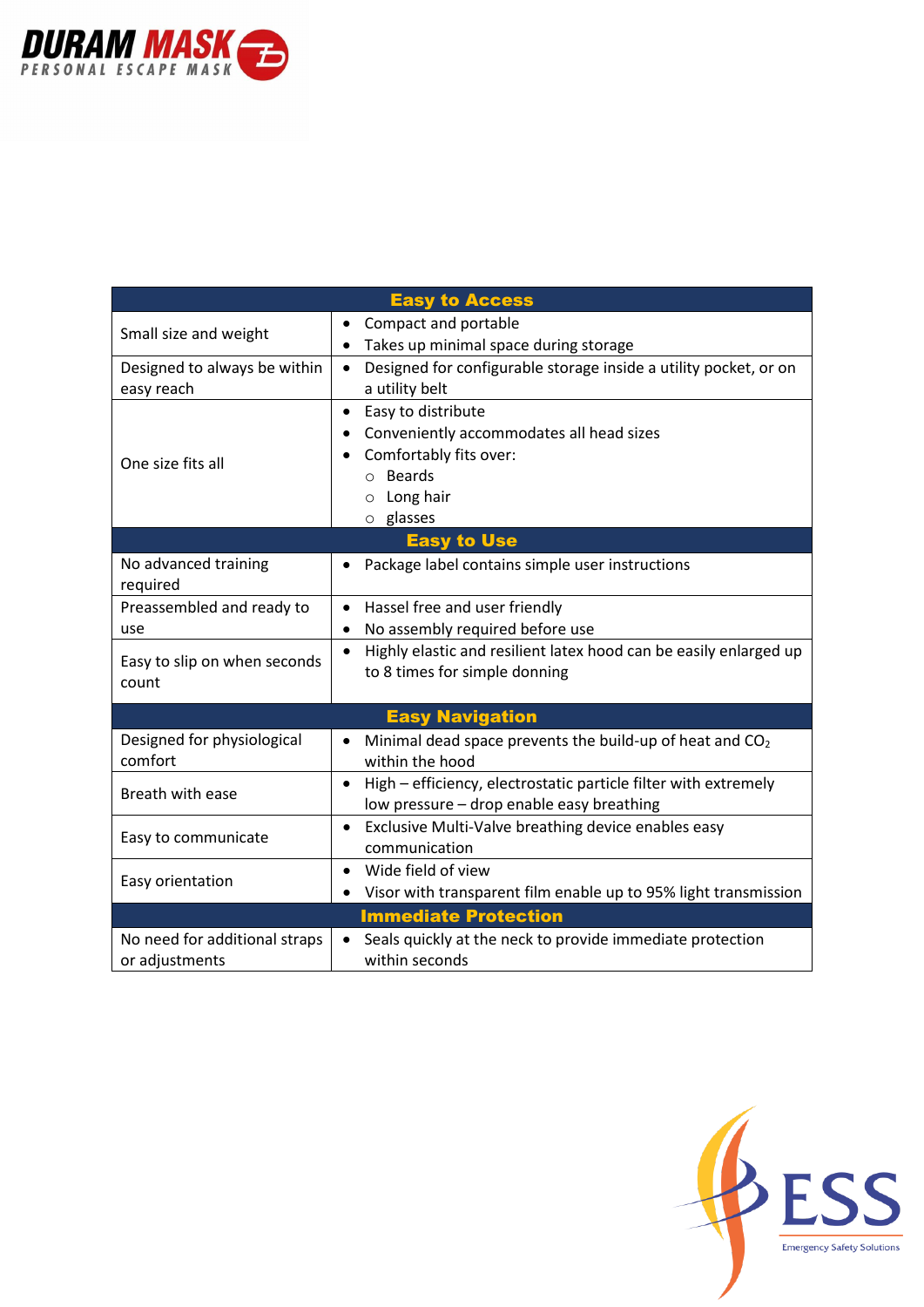| Easy to Access | |
|---|---|
| Small size and weight | • Compact and portable<br>• Takes up minimal space during storage |
| Designed to always be within easy reach | • Designed for configurable storage inside a utility pocket, or on a utility belt |
| One size fits all | • Easy to distribute<br>• Conveniently accommodates all head sizes<br>• Comfortably fits over:<br>  ○ Beards<br>  ○ Long hair<br>  ○ glasses |
| **Easy to Use** | |
| No advanced training required | • Package label contains simple user instructions |
| Preassembled and ready to use | • Hassel free and user friendly<br>• No assembly required before use |
| Easy to slip on when seconds count | • Highly elastic and resilient latex hood can be easily enlarged up to 8 times for simple donning |
| **Easy Navigation** | |
| Designed for physiological comfort | • Minimal dead space prevents the build-up of heat and $CO_2$ within the hood |
| Breath with ease | • High – efficiency, electrostatic particle filter with extremely low pressure – drop enable easy breathing |
| Easy to communicate | • Exclusive Multi-Valve breathing device enables easy communication |
| Easy orientation | • Wide field of view<br>• Visor with transparent film enable up to 95% light transmission |
| **Immediate Protection** | |
| No need for additional straps or adjustments | • Seals quickly at the neck to provide immediate protection within seconds |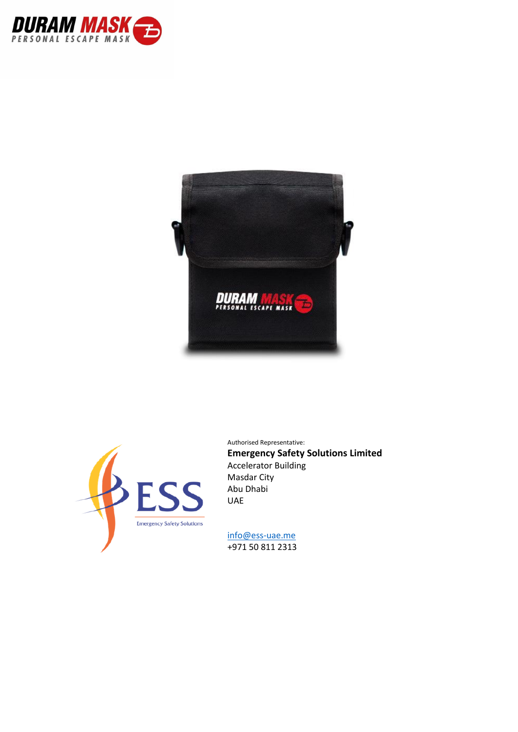Authorised Representative:

**Emergency Safety Solutions Limited**
Accelerator Building
Masdar City
Abu Dhabi
UAE

info@ess-uae.me
+971 50 811 2313